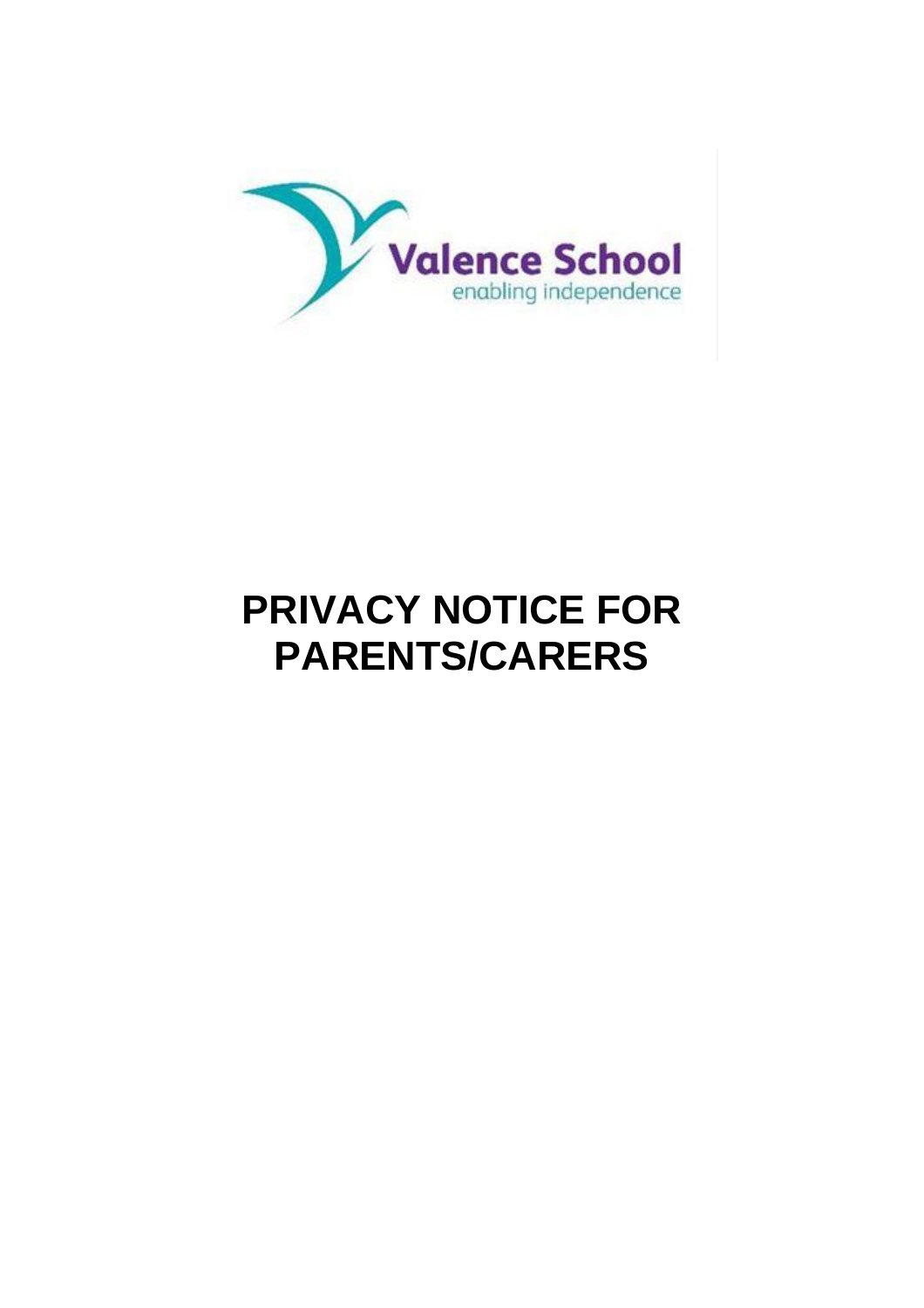Valence School

enabling independence

# PRIVACY NOTICE FOR PARENTS/CARERS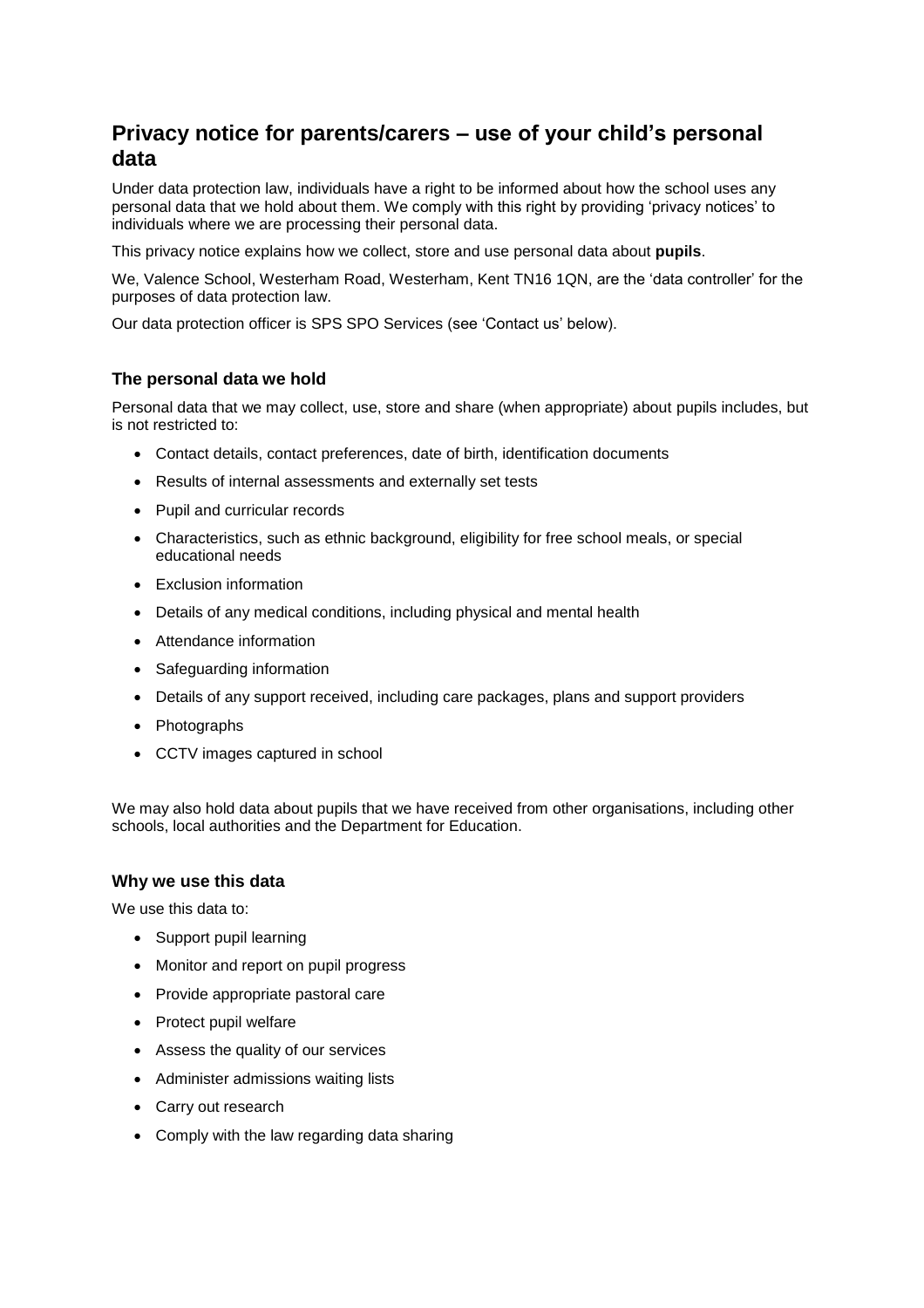# Privacy notice for parents/carers – use of your child's personal data

Under data protection law, individuals have a right to be informed about how the school uses any personal data that we hold about them. We comply with this right by providing 'privacy notices' to individuals where we are processing their personal data.

This privacy notice explains how we collect, store and use personal data about **pupils**.

We, Valence School, Westerham Road, Westerham, Kent TN16 1QN, are the 'data controller' for the purposes of data protection law.

Our data protection officer is SPS SPO Services (see 'Contact us' below).

## The personal data we hold

Personal data that we may collect, use, store and share (when appropriate) about pupils includes, but is not restricted to:

- Contact details, contact preferences, date of birth, identification documents
- Results of internal assessments and externally set tests
- Pupil and curricular records
- Characteristics, such as ethnic background, eligibility for free school meals, or special educational needs
- Exclusion information
- Details of any medical conditions, including physical and mental health
- Attendance information
- Safeguarding information
- Details of any support received, including care packages, plans and support providers
- Photographs
- CCTV images captured in school

We may also hold data about pupils that we have received from other organisations, including other schools, local authorities and the Department for Education.

## Why we use this data

We use this data to:

- Support pupil learning
- Monitor and report on pupil progress
- Provide appropriate pastoral care
- Protect pupil welfare
- Assess the quality of our services
- Administer admissions waiting lists
- Carry out research
- Comply with the law regarding data sharing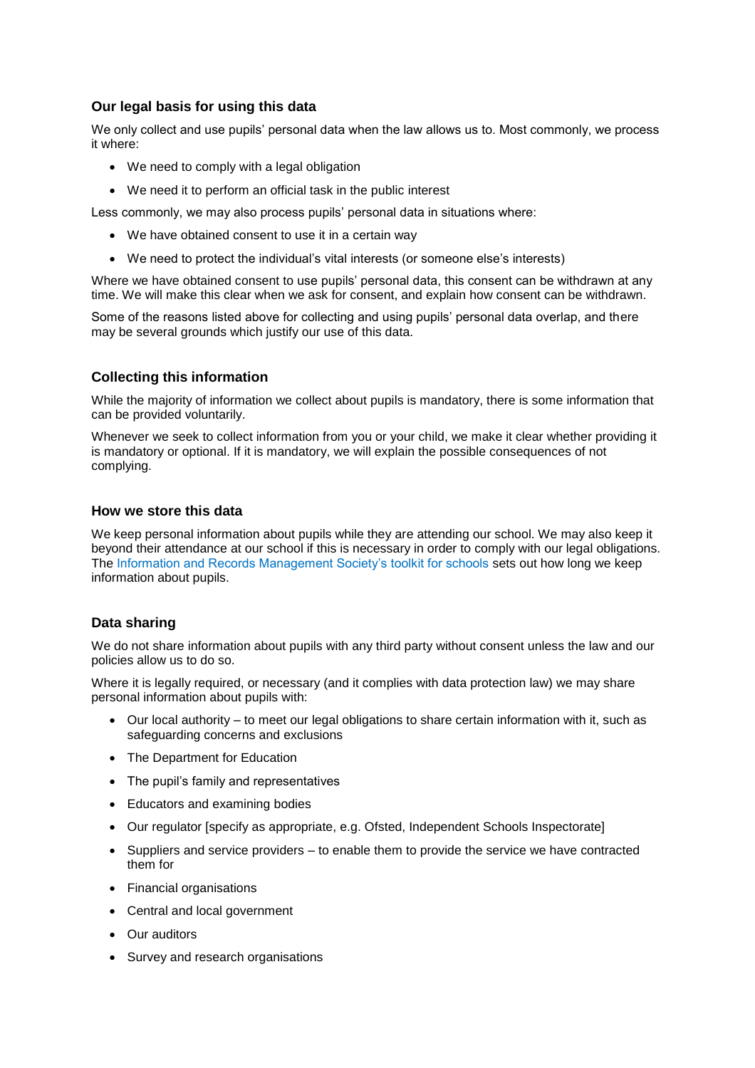### Our legal basis for using this data

We only collect and use pupils' personal data when the law allows us to. Most commonly, we process it where:

- We need to comply with a legal obligation
- We need it to perform an official task in the public interest

Less commonly, we may also process pupils' personal data in situations where:

- We have obtained consent to use it in a certain way
- We need to protect the individual's vital interests (or someone else's interests)

Where we have obtained consent to use pupils' personal data, this consent can be withdrawn at any time. We will make this clear when we ask for consent, and explain how consent can be withdrawn.

Some of the reasons listed above for collecting and using pupils' personal data overlap, and there may be several grounds which justify our use of this data.

### Collecting this information

While the majority of information we collect about pupils is mandatory, there is some information that can be provided voluntarily.

Whenever we seek to collect information from you or your child, we make it clear whether providing it is mandatory or optional. If it is mandatory, we will explain the possible consequences of not complying.

### How we store this data

We keep personal information about pupils while they are attending our school. We may also keep it beyond their attendance at our school if this is necessary in order to comply with our legal obligations. The Information and Records Management Society's toolkit for schools sets out how long we keep information about pupils.

### Data sharing

We do not share information about pupils with any third party without consent unless the law and our policies allow us to do so.

Where it is legally required, or necessary (and it complies with data protection law) we may share personal information about pupils with:

- Our local authority – to meet our legal obligations to share certain information with it, such as safeguarding concerns and exclusions
- The Department for Education
- The pupil's family and representatives
- Educators and examining bodies
- Our regulator [specify as appropriate, e.g. Ofsted, Independent Schools Inspectorate]
- Suppliers and service providers – to enable them to provide the service we have contracted them for
- Financial organisations
- Central and local government
- Our auditors
- Survey and research organisations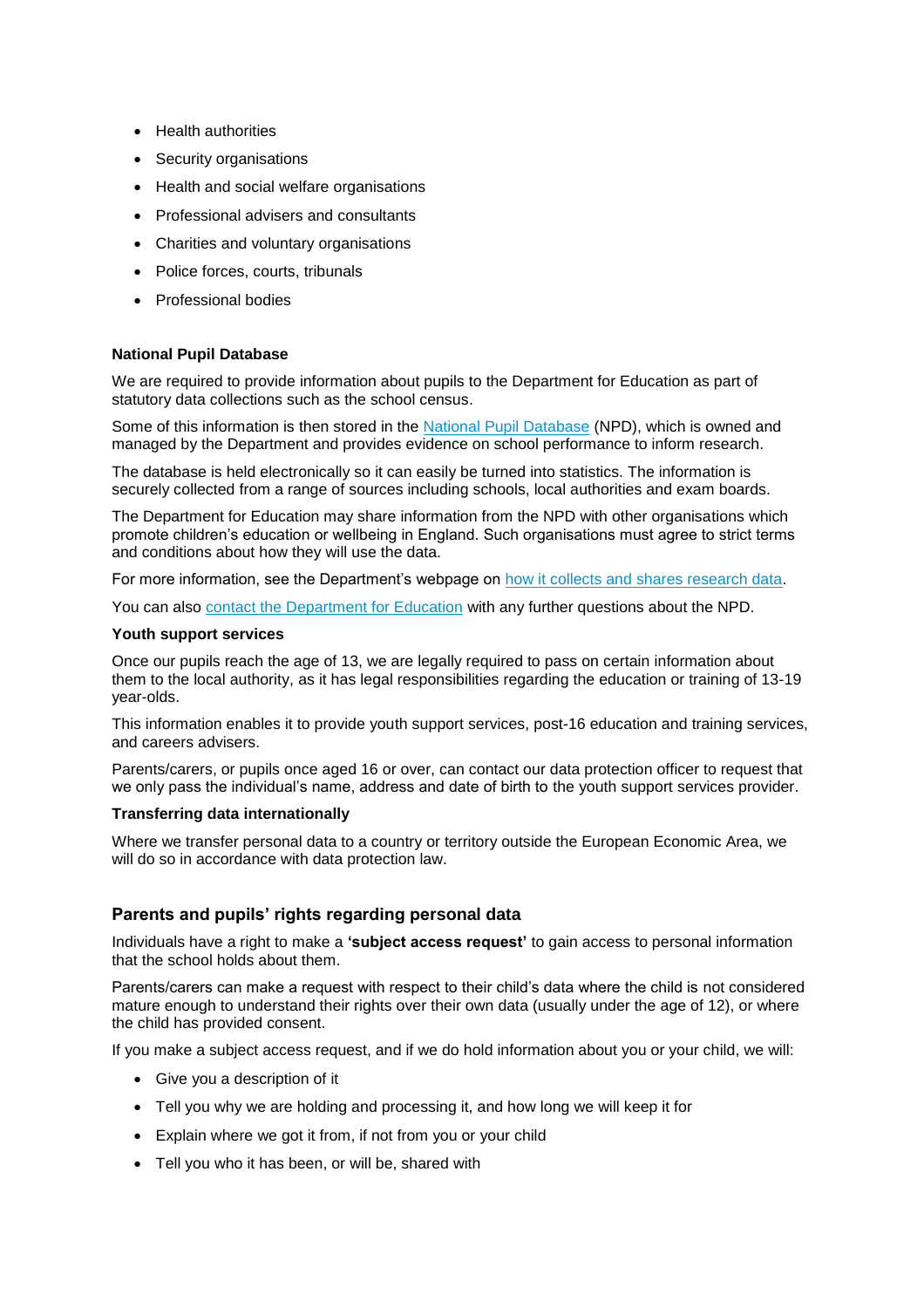- Health authorities
- Security organisations
- Health and social welfare organisations
- Professional advisers and consultants
- Charities and voluntary organisations
- Police forces, courts, tribunals
- Professional bodies

#### National Pupil Database

We are required to provide information about pupils to the Department for Education as part of statutory data collections such as the school census.

Some of this information is then stored in the National Pupil Database (NPD), which is owned and managed by the Department and provides evidence on school performance to inform research.

The database is held electronically so it can easily be turned into statistics. The information is securely collected from a range of sources including schools, local authorities and exam boards.

The Department for Education may share information from the NPD with other organisations which promote children's education or wellbeing in England. Such organisations must agree to strict terms and conditions about how they will use the data.

For more information, see the Department's webpage on how it collects and shares research data.

You can also contact the Department for Education with any further questions about the NPD.

#### Youth support services

Once our pupils reach the age of 13, we are legally required to pass on certain information about them to the local authority, as it has legal responsibilities regarding the education or training of 13-19 year-olds.

This information enables it to provide youth support services, post-16 education and training services, and careers advisers.

Parents/carers, or pupils once aged 16 or over, can contact our data protection officer to request that we only pass the individual's name, address and date of birth to the youth support services provider.

#### Transferring data internationally

Where we transfer personal data to a country or territory outside the European Economic Area, we will do so in accordance with data protection law.

### Parents and pupils' rights regarding personal data

Individuals have a right to make a **'subject access request'** to gain access to personal information that the school holds about them.

Parents/carers can make a request with respect to their child's data where the child is not considered mature enough to understand their rights over their own data (usually under the age of 12), or where the child has provided consent.

If you make a subject access request, and if we do hold information about you or your child, we will:

- Give you a description of it
- Tell you why we are holding and processing it, and how long we will keep it for
- Explain where we got it from, if not from you or your child
- Tell you who it has been, or will be, shared with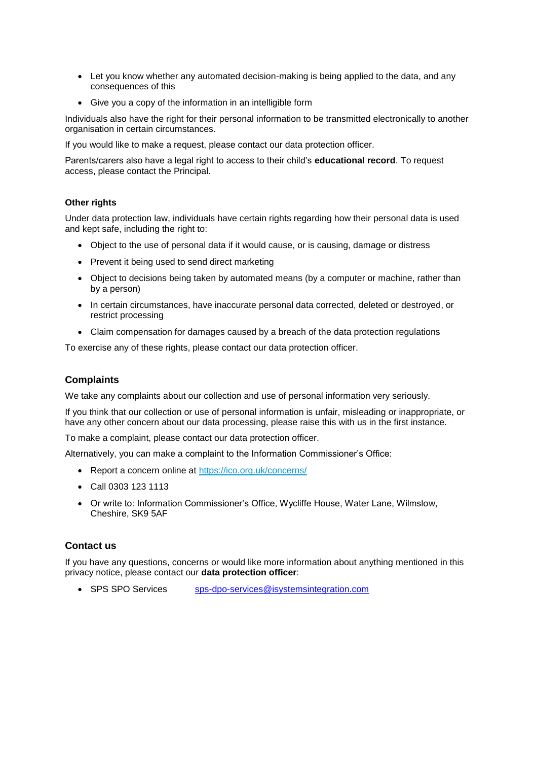- Let you know whether any automated decision-making is being applied to the data, and any consequences of this
- Give you a copy of the information in an intelligible form

Individuals also have the right for their personal information to be transmitted electronically to another organisation in certain circumstances.

If you would like to make a request, please contact our data protection officer.

Parents/carers also have a legal right to access to their child's **educational record**. To request access, please contact the Principal.

### Other rights

Under data protection law, individuals have certain rights regarding how their personal data is used and kept safe, including the right to:

- Object to the use of personal data if it would cause, or is causing, damage or distress
- Prevent it being used to send direct marketing
- Object to decisions being taken by automated means (by a computer or machine, rather than by a person)
- In certain circumstances, have inaccurate personal data corrected, deleted or destroyed, or restrict processing
- Claim compensation for damages caused by a breach of the data protection regulations

To exercise any of these rights, please contact our data protection officer.

## Complaints

We take any complaints about our collection and use of personal information very seriously.

If you think that our collection or use of personal information is unfair, misleading or inappropriate, or have any other concern about our data processing, please raise this with us in the first instance.

To make a complaint, please contact our data protection officer.

Alternatively, you can make a complaint to the Information Commissioner's Office:

- Report a concern online at https://ico.org.uk/concerns/
- Call 0303 123 1113
- Or write to: Information Commissioner's Office, Wycliffe House, Water Lane, Wilmslow, Cheshire, SK9 5AF

## Contact us

If you have any questions, concerns or would like more information about anything mentioned in this privacy notice, please contact our **data protection officer**:

- SPS SPO Services sps-dpo-services@isystemsintegration.com